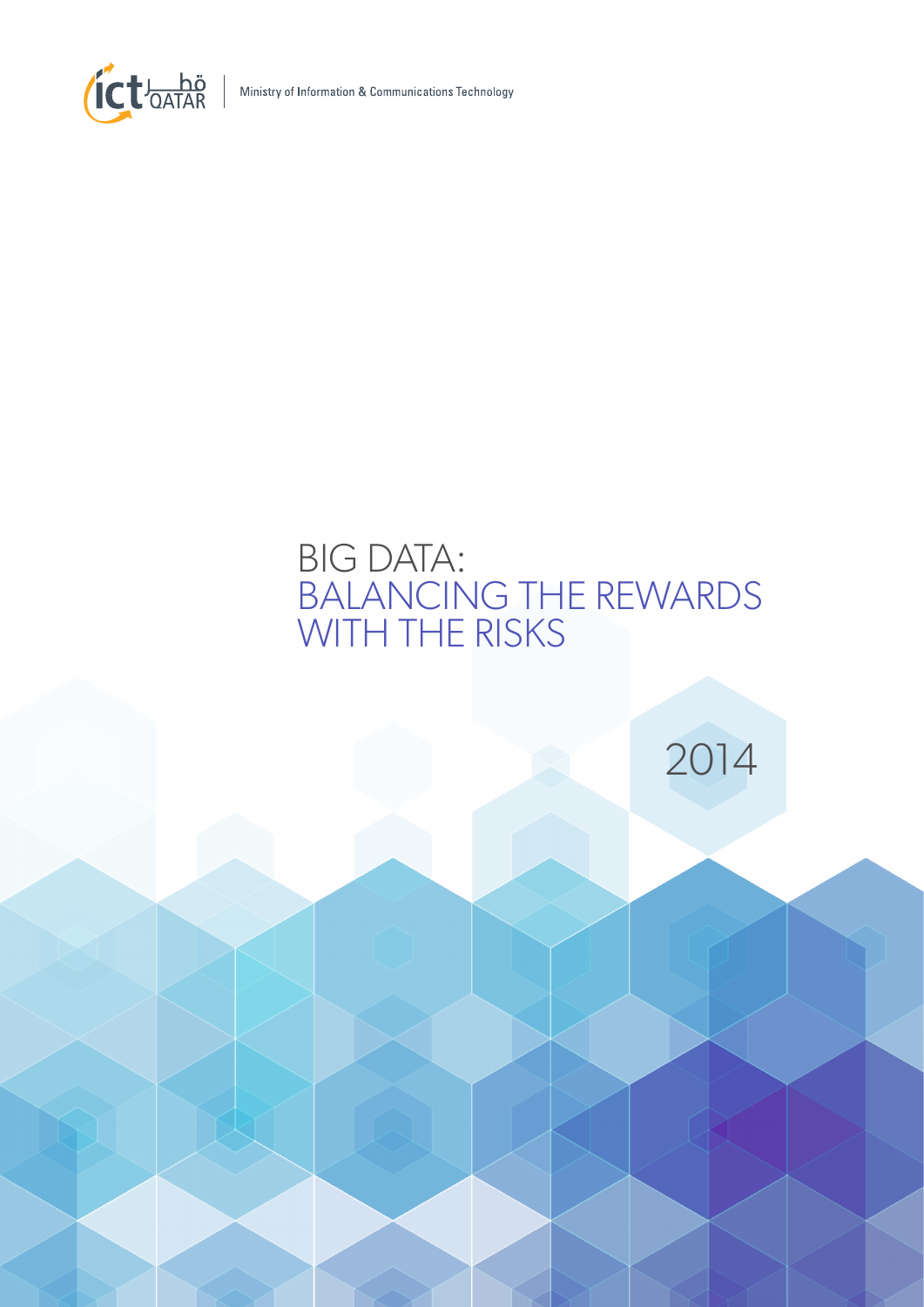ictQATAR قطر

Ministry of Information & Communications Technology

# BIG DATA: BALANCING THE REWARDS WITH THE RISKS

2014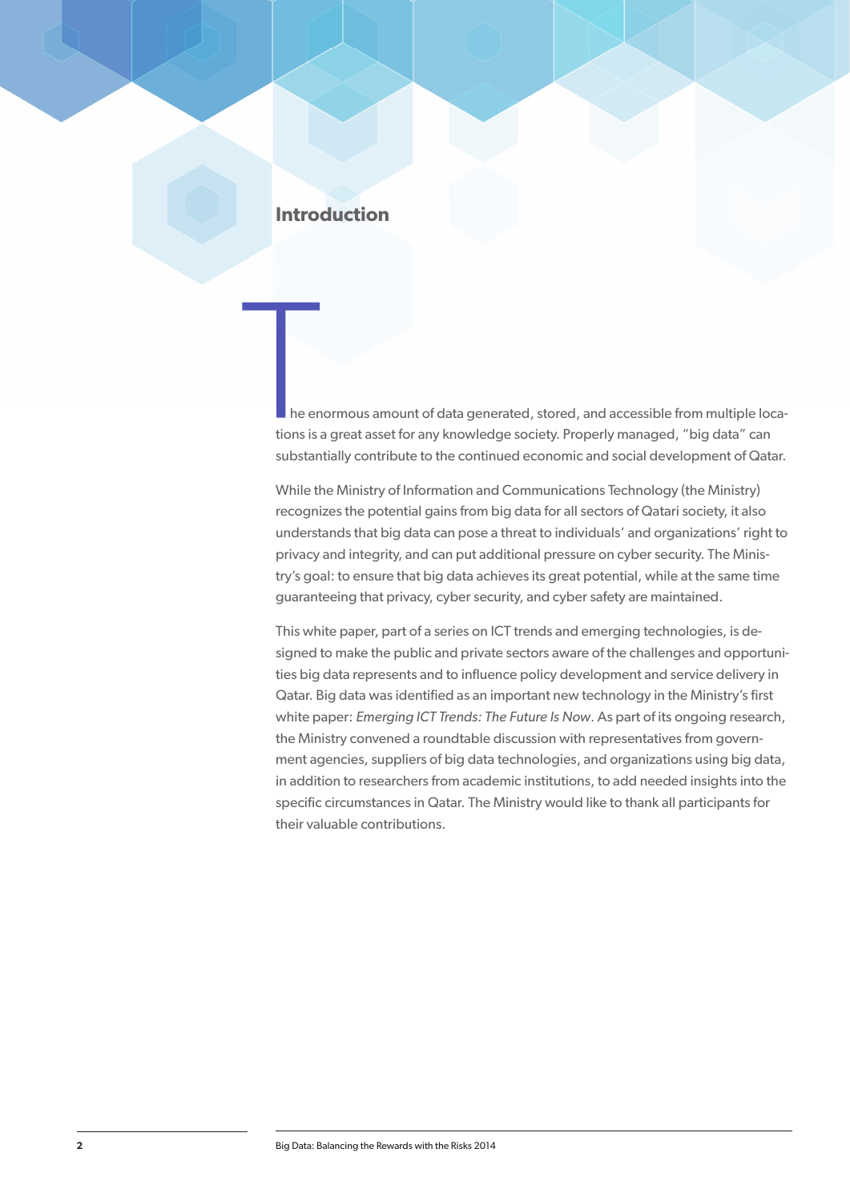# Introduction

The enormous amount of data generated, stored, and accessible from multiple locations is a great asset for any knowledge society. Properly managed, "big data" can substantially contribute to the continued economic and social development of Qatar.

While the Ministry of Information and Communications Technology (the Ministry) recognizes the potential gains from big data for all sectors of Qatari society, it also understands that big data can pose a threat to individuals' and organizations' right to privacy and integrity, and can put additional pressure on cyber security. The Ministry's goal: to ensure that big data achieves its great potential, while at the same time guaranteeing that privacy, cyber security, and cyber safety are maintained.

This white paper, part of a series on ICT trends and emerging technologies, is designed to make the public and private sectors aware of the challenges and opportunities big data represents and to influence policy development and service delivery in Qatar. Big data was identified as an important new technology in the Ministry's first white paper: *Emerging ICT Trends: The Future Is Now*. As part of its ongoing research, the Ministry convened a roundtable discussion with representatives from government agencies, suppliers of big data technologies, and organizations using big data, in addition to researchers from academic institutions, to add needed insights into the specific circumstances in Qatar. The Ministry would like to thank all participants for their valuable contributions.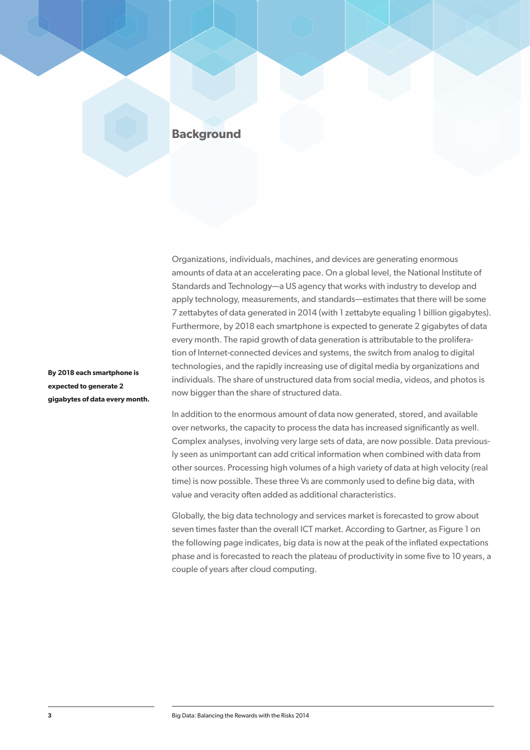## Background

Organizations, individuals, machines, and devices are generating enormous amounts of data at an accelerating pace. On a global level, the National Institute of Standards and Technology—a US agency that works with industry to develop and apply technology, measurements, and standards—estimates that there will be some 7 zettabytes of data generated in 2014 (with 1 zettabyte equaling 1 billion gigabytes). Furthermore, by 2018 each smartphone is expected to generate 2 gigabytes of data every month. The rapid growth of data generation is attributable to the proliferation of Internet-connected devices and systems, the switch from analog to digital technologies, and the rapidly increasing use of digital media by organizations and individuals. The share of unstructured data from social media, videos, and photos is now bigger than the share of structured data.

**By 2018 each smartphone is expected to generate 2 gigabytes of data every month.**

In addition to the enormous amount of data now generated, stored, and available over networks, the capacity to process the data has increased significantly as well. Complex analyses, involving very large sets of data, are now possible. Data previously seen as unimportant can add critical information when combined with data from other sources. Processing high volumes of a high variety of data at high velocity (real time) is now possible. These three Vs are commonly used to define big data, with value and veracity often added as additional characteristics.

Globally, the big data technology and services market is forecasted to grow about seven times faster than the overall ICT market. According to Gartner, as Figure 1 on the following page indicates, big data is now at the peak of the inflated expectations phase and is forecasted to reach the plateau of productivity in some five to 10 years, a couple of years after cloud computing.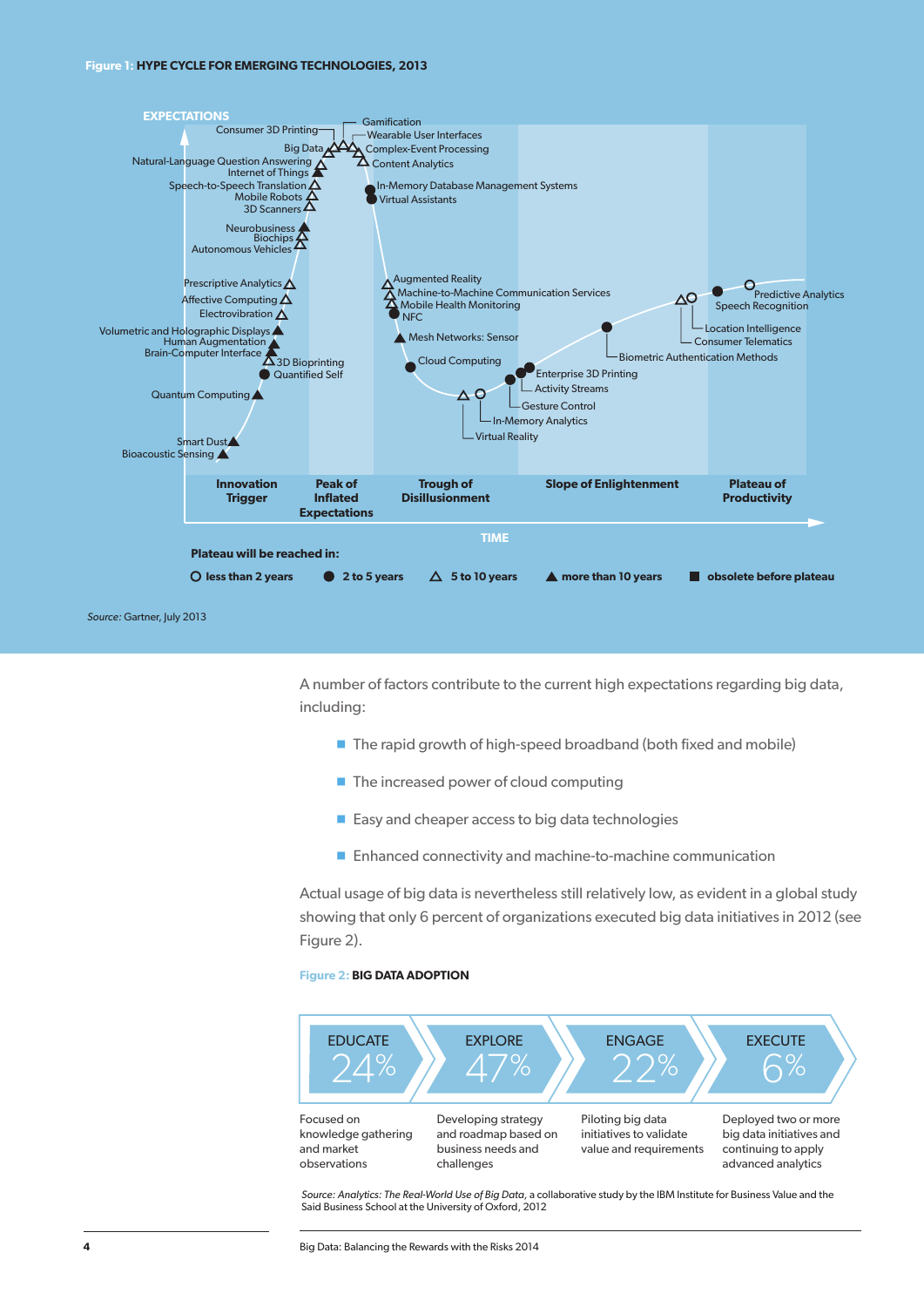**Figure 1: HYPE CYCLE FOR EMERGING TECHNOLOGIES, 2013**

EXPECTATIONS

Consumer 3D Printing, Gamification, Wearable User Interfaces, Big Data, Complex-Event Processing, Natural-Language Question Answering, Content Analytics, Internet of Things, Speech-to-Speech Translation, In-Memory Database Management Systems, Mobile Robots, Virtual Assistants, 3D Scanners, Neurobusiness, Biochips, Autonomous Vehicles, Augmented Reality, Prescriptive Analytics, Machine-to-Machine Communication Services, Affective Computing, Mobile Health Monitoring, Electrovibration, NFC, Predictive Analytics, Speech Recognition, Volumetric and Holographic Displays, Location Intelligence, Human Augmentation, Mesh Networks: Sensor, Consumer Telematics, Brain-Computer Interface, Biometric Authentication Methods, 3D Bioprinting, Cloud Computing, Quantified Self, Enterprise 3D Printing, Activity Streams, Quantum Computing, Gesture Control, In-Memory Analytics, Virtual Reality, Smart Dust, Bioacoustic Sensing

Innovation Trigger | Peak of Inflated Expectations | Trough of Disillusionment | Slope of Enlightenment | Plateau of Productivity

TIME

**Plateau will be reached in:**

○ less than 2 years ● 2 to 5 years △ 5 to 10 years ▲ more than 10 years ■ obsolete before plateau

*Source:* Gartner, July 2013

A number of factors contribute to the current high expectations regarding big data, including:

- The rapid growth of high-speed broadband (both fixed and mobile)
- The increased power of cloud computing
- Easy and cheaper access to big data technologies
- Enhanced connectivity and machine-to-machine communication

Actual usage of big data is nevertheless still relatively low, as evident in a global study showing that only 6 percent of organizations executed big data initiatives in 2012 (see Figure 2).

**Figure 2: BIG DATA ADOPTION**

| EDUCATE 24% | EXPLORE 47% | ENGAGE 22% | EXECUTE 6% |
| --- | --- | --- | --- |
| Focused on knowledge gathering and market observations | Developing strategy and roadmap based on business needs and challenges | Piloting big data initiatives to validate value and requirements | Deployed two or more big data initiatives and continuing to apply advanced analytics |

*Source: Analytics: The Real-World Use of Big Data*, a collaborative study by the IBM Institute for Business Value and the Said Business School at the University of Oxford, 2012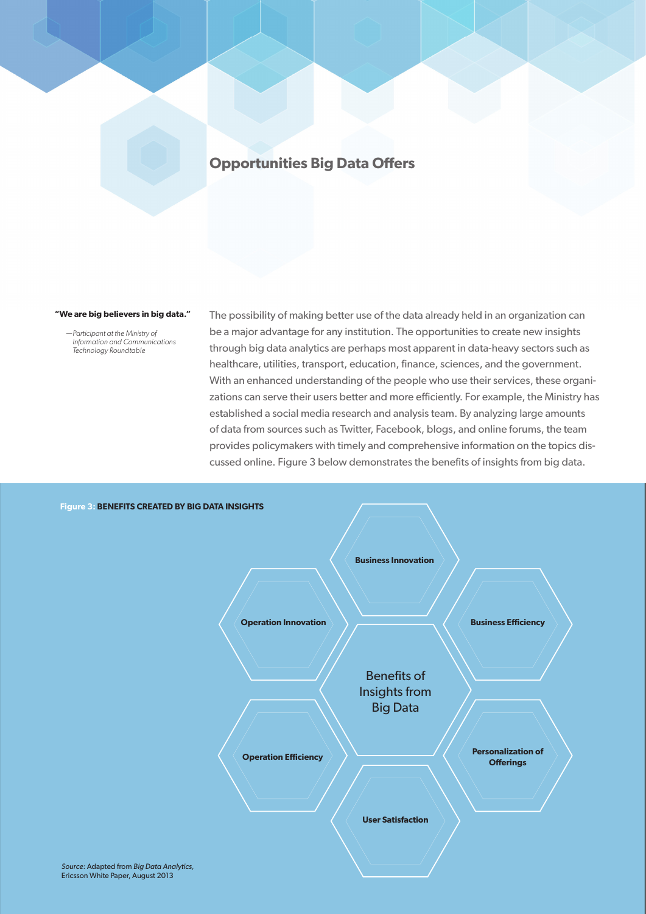## Opportunities Big Data Offers

> **"We are big believers in big data."**
>
> —*Participant at the Ministry of Information and Communications Technology Roundtable*

The possibility of making better use of the data already held in an organization can be a major advantage for any institution. The opportunities to create new insights through big data analytics are perhaps most apparent in data-heavy sectors such as healthcare, utilities, transport, education, finance, sciences, and the government. With an enhanced understanding of the people who use their services, these organizations can serve their users better and more efficiently. For example, the Ministry has established a social media research and analysis team. By analyzing large amounts of data from sources such as Twitter, Facebook, blogs, and online forums, the team provides policymakers with timely and comprehensive information on the topics discussed online. Figure 3 below demonstrates the benefits of insights from big data.

**Figure 3: BENEFITS CREATED BY BIG DATA INSIGHTS**

Benefits of Insights from Big Data

- **Business Innovation**
- **Business Efficiency**
- **Personalization of Offerings**
- **User Satisfaction**
- **Operation Efficiency**
- **Operation Innovation**

*Source:* Adapted from *Big Data Analytics,* Ericsson White Paper, August 2013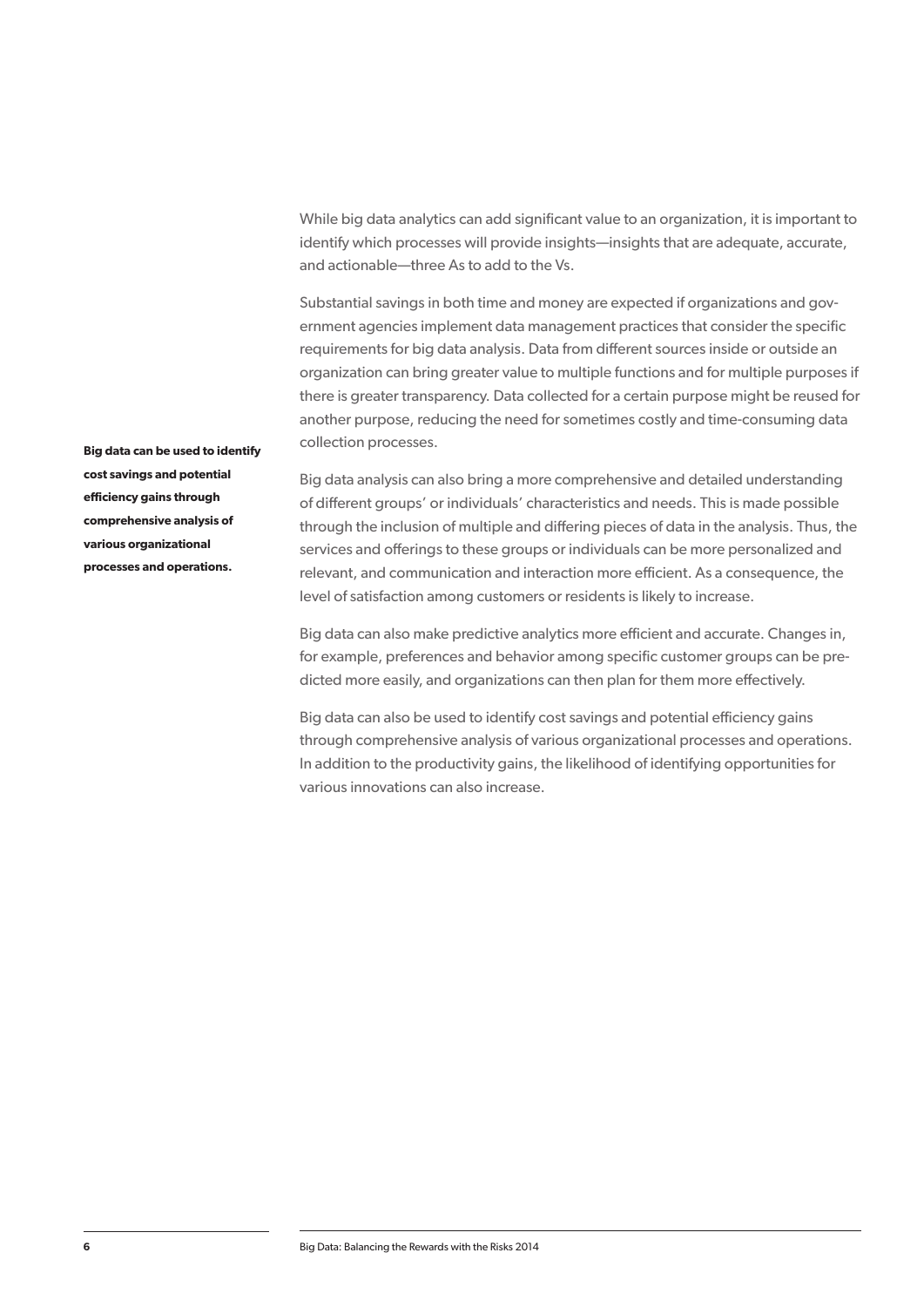While big data analytics can add significant value to an organization, it is important to identify which processes will provide insights—insights that are adequate, accurate, and actionable—three As to add to the Vs.

Substantial savings in both time and money are expected if organizations and government agencies implement data management practices that consider the specific requirements for big data analysis. Data from different sources inside or outside an organization can bring greater value to multiple functions and for multiple purposes if there is greater transparency. Data collected for a certain purpose might be reused for another purpose, reducing the need for sometimes costly and time-consuming data collection processes.

**Big data can be used to identify cost savings and potential efficiency gains through comprehensive analysis of various organizational processes and operations.**

Big data analysis can also bring a more comprehensive and detailed understanding of different groups' or individuals' characteristics and needs. This is made possible through the inclusion of multiple and differing pieces of data in the analysis. Thus, the services and offerings to these groups or individuals can be more personalized and relevant, and communication and interaction more efficient. As a consequence, the level of satisfaction among customers or residents is likely to increase.

Big data can also make predictive analytics more efficient and accurate. Changes in, for example, preferences and behavior among specific customer groups can be predicted more easily, and organizations can then plan for them more effectively.

Big data can also be used to identify cost savings and potential efficiency gains through comprehensive analysis of various organizational processes and operations. In addition to the productivity gains, the likelihood of identifying opportunities for various innovations can also increase.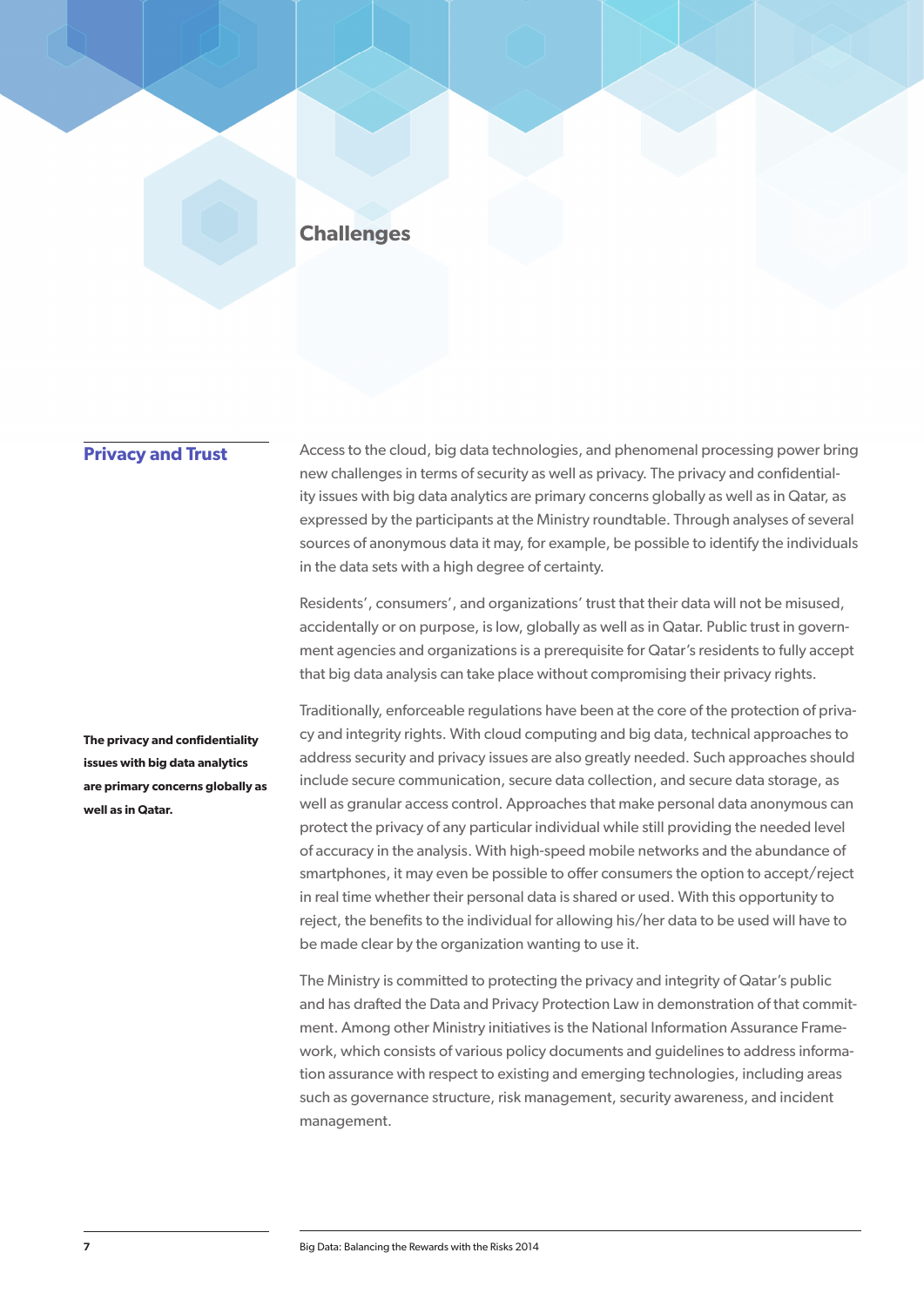# Challenges

## Privacy and Trust

Access to the cloud, big data technologies, and phenomenal processing power bring new challenges in terms of security as well as privacy. The privacy and confidentiality issues with big data analytics are primary concerns globally as well as in Qatar, as expressed by the participants at the Ministry roundtable. Through analyses of several sources of anonymous data it may, for example, be possible to identify the individuals in the data sets with a high degree of certainty.

Residents', consumers', and organizations' trust that their data will not be misused, accidentally or on purpose, is low, globally as well as in Qatar. Public trust in government agencies and organizations is a prerequisite for Qatar's residents to fully accept that big data analysis can take place without compromising their privacy rights.

**The privacy and confidentiality issues with big data analytics are primary concerns globally as well as in Qatar.**

Traditionally, enforceable regulations have been at the core of the protection of privacy and integrity rights. With cloud computing and big data, technical approaches to address security and privacy issues are also greatly needed. Such approaches should include secure communication, secure data collection, and secure data storage, as well as granular access control. Approaches that make personal data anonymous can protect the privacy of any particular individual while still providing the needed level of accuracy in the analysis. With high-speed mobile networks and the abundance of smartphones, it may even be possible to offer consumers the option to accept/reject in real time whether their personal data is shared or used. With this opportunity to reject, the benefits to the individual for allowing his/her data to be used will have to be made clear by the organization wanting to use it.

The Ministry is committed to protecting the privacy and integrity of Qatar's public and has drafted the Data and Privacy Protection Law in demonstration of that commitment. Among other Ministry initiatives is the National Information Assurance Framework, which consists of various policy documents and guidelines to address information assurance with respect to existing and emerging technologies, including areas such as governance structure, risk management, security awareness, and incident management.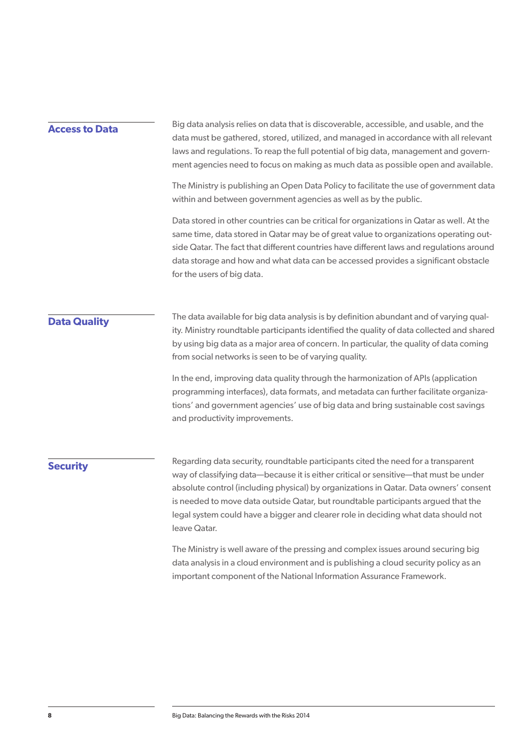## Access to Data

Big data analysis relies on data that is discoverable, accessible, and usable, and the data must be gathered, stored, utilized, and managed in accordance with all relevant laws and regulations. To reap the full potential of big data, management and government agencies need to focus on making as much data as possible open and available.

The Ministry is publishing an Open Data Policy to facilitate the use of government data within and between government agencies as well as by the public.

Data stored in other countries can be critical for organizations in Qatar as well. At the same time, data stored in Qatar may be of great value to organizations operating outside Qatar. The fact that different countries have different laws and regulations around data storage and how and what data can be accessed provides a significant obstacle for the users of big data.

## Data Quality

The data available for big data analysis is by definition abundant and of varying quality. Ministry roundtable participants identified the quality of data collected and shared by using big data as a major area of concern. In particular, the quality of data coming from social networks is seen to be of varying quality.

In the end, improving data quality through the harmonization of APIs (application programming interfaces), data formats, and metadata can further facilitate organizations' and government agencies' use of big data and bring sustainable cost savings and productivity improvements.

## Security

Regarding data security, roundtable participants cited the need for a transparent way of classifying data—because it is either critical or sensitive—that must be under absolute control (including physical) by organizations in Qatar. Data owners' consent is needed to move data outside Qatar, but roundtable participants argued that the legal system could have a bigger and clearer role in deciding what data should not leave Qatar.

The Ministry is well aware of the pressing and complex issues around securing big data analysis in a cloud environment and is publishing a cloud security policy as an important component of the National Information Assurance Framework.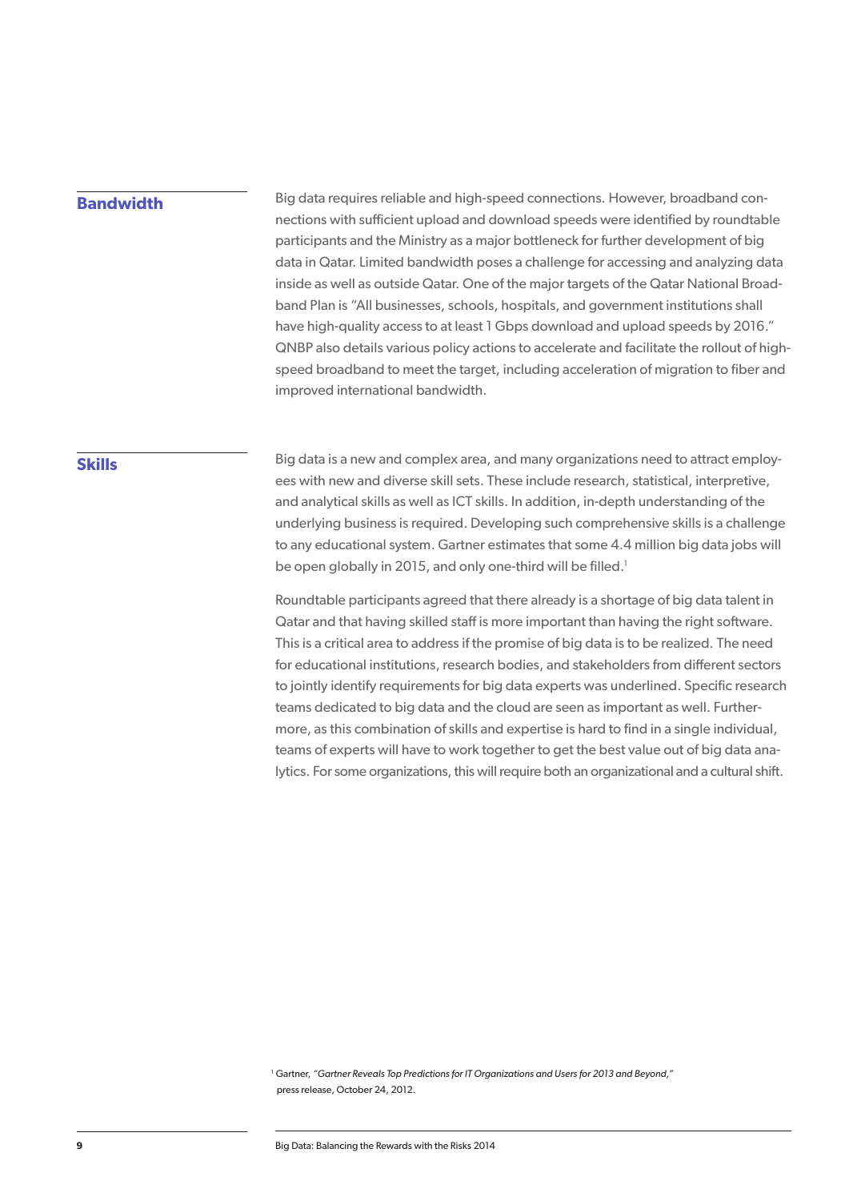## Bandwidth

Big data requires reliable and high-speed connections. However, broadband connections with sufficient upload and download speeds were identified by roundtable participants and the Ministry as a major bottleneck for further development of big data in Qatar. Limited bandwidth poses a challenge for accessing and analyzing data inside as well as outside Qatar. One of the major targets of the Qatar National Broadband Plan is "All businesses, schools, hospitals, and government institutions shall have high-quality access to at least 1 Gbps download and upload speeds by 2016." QNBP also details various policy actions to accelerate and facilitate the rollout of high-speed broadband to meet the target, including acceleration of migration to fiber and improved international bandwidth.

## Skills

Big data is a new and complex area, and many organizations need to attract employees with new and diverse skill sets. These include research, statistical, interpretive, and analytical skills as well as ICT skills. In addition, in-depth understanding of the underlying business is required. Developing such comprehensive skills is a challenge to any educational system. Gartner estimates that some 4.4 million big data jobs will be open globally in 2015, and only one-third will be filled.[1]

Roundtable participants agreed that there already is a shortage of big data talent in Qatar and that having skilled staff is more important than having the right software. This is a critical area to address if the promise of big data is to be realized. The need for educational institutions, research bodies, and stakeholders from different sectors to jointly identify requirements for big data experts was underlined. Specific research teams dedicated to big data and the cloud are seen as important as well. Furthermore, as this combination of skills and expertise is hard to find in a single individual, teams of experts will have to work together to get the best value out of big data analytics. For some organizations, this will require both an organizational and a cultural shift.

[1] Gartner, *"Gartner Reveals Top Predictions for IT Organizations and Users for 2013 and Beyond,"* press release, October 24, 2012.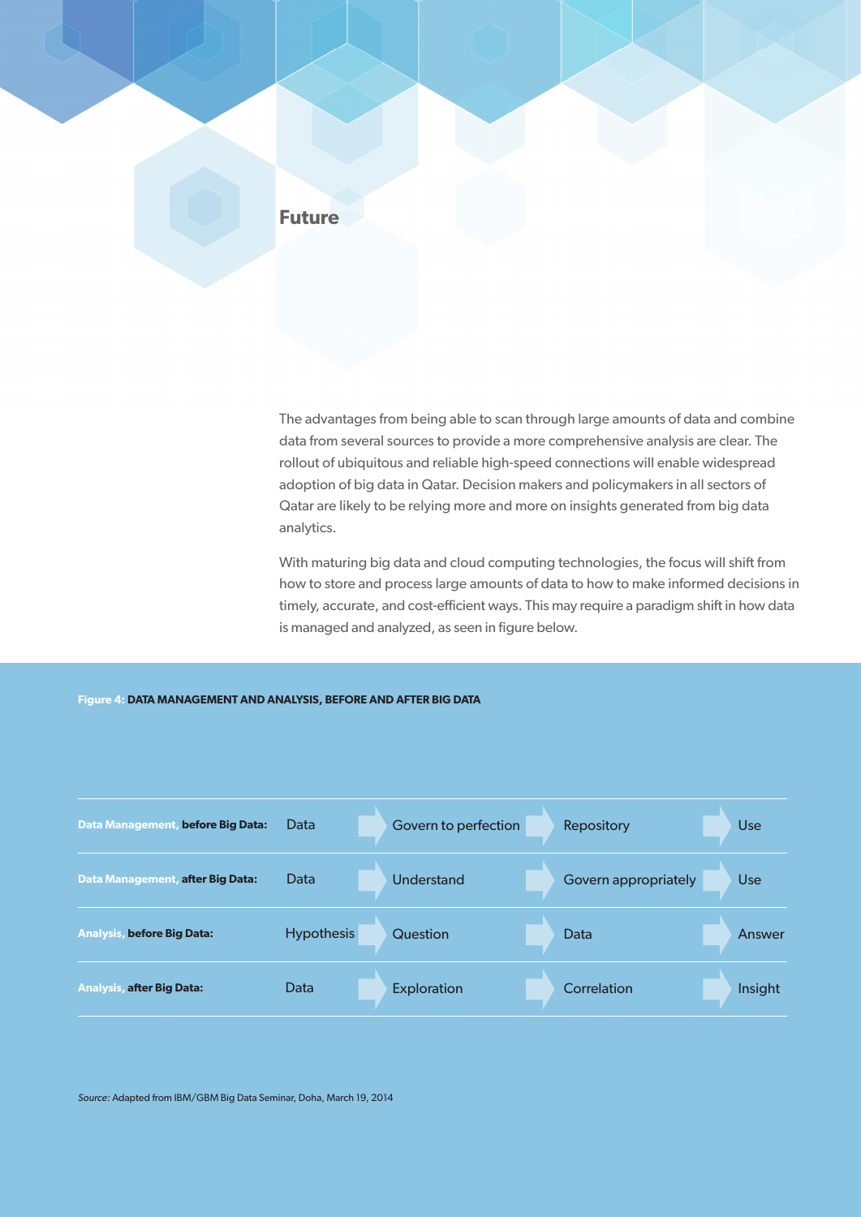## Future

The advantages from being able to scan through large amounts of data and combine data from several sources to provide a more comprehensive analysis are clear. The rollout of ubiquitous and reliable high-speed connections will enable widespread adoption of big data in Qatar. Decision makers and policymakers in all sectors of Qatar are likely to be relying more and more on insights generated from big data analytics.

With maturing big data and cloud computing technologies, the focus will shift from how to store and process large amounts of data to how to make informed decisions in timely, accurate, and cost-efficient ways. This may require a paradigm shift in how data is managed and analyzed, as seen in figure below.

**Figure 4: DATA MANAGEMENT AND ANALYSIS, BEFORE AND AFTER BIG DATA**

| | | | | |
|---|---|---|---|---|
| **Data Management, before Big Data:** | Data | Govern to perfection | Repository | Use |
| **Data Management, after Big Data:** | Data | Understand | Govern appropriately | Use |
| **Analysis, before Big Data:** | Hypothesis | Question | Data | Answer |
| **Analysis, after Big Data:** | Data | Exploration | Correlation | Insight |

*Source:* Adapted from IBM/GBM Big Data Seminar, Doha, March 19, 2014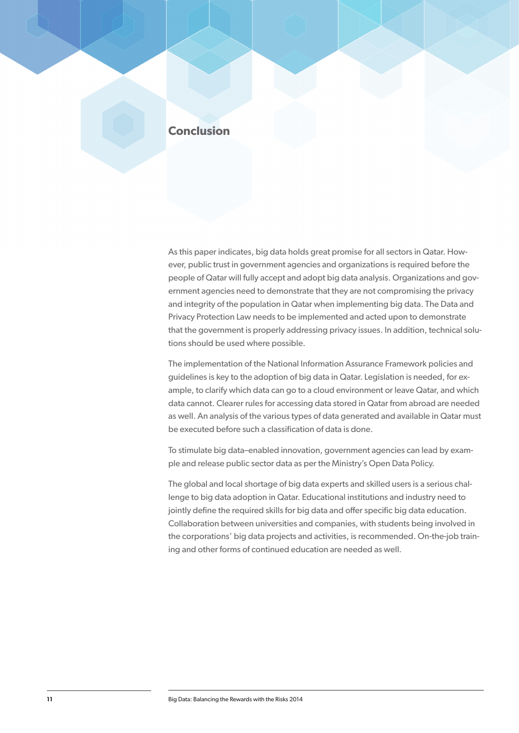## Conclusion

As this paper indicates, big data holds great promise for all sectors in Qatar. However, public trust in government agencies and organizations is required before the people of Qatar will fully accept and adopt big data analysis. Organizations and government agencies need to demonstrate that they are not compromising the privacy and integrity of the population in Qatar when implementing big data. The Data and Privacy Protection Law needs to be implemented and acted upon to demonstrate that the government is properly addressing privacy issues. In addition, technical solutions should be used where possible.

The implementation of the National Information Assurance Framework policies and guidelines is key to the adoption of big data in Qatar. Legislation is needed, for example, to clarify which data can go to a cloud environment or leave Qatar, and which data cannot. Clearer rules for accessing data stored in Qatar from abroad are needed as well. An analysis of the various types of data generated and available in Qatar must be executed before such a classification of data is done.

To stimulate big data–enabled innovation, government agencies can lead by example and release public sector data as per the Ministry's Open Data Policy.

The global and local shortage of big data experts and skilled users is a serious challenge to big data adoption in Qatar. Educational institutions and industry need to jointly define the required skills for big data and offer specific big data education. Collaboration between universities and companies, with students being involved in the corporations' big data projects and activities, is recommended. On-the-job training and other forms of continued education are needed as well.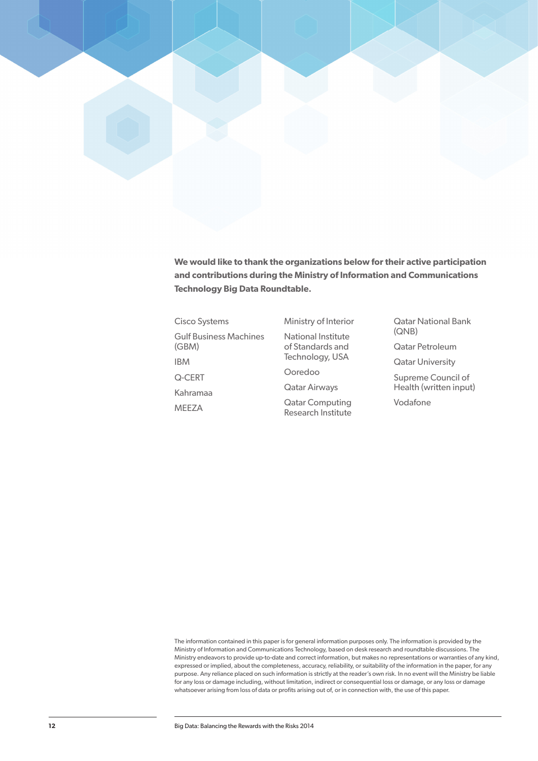**We would like to thank the organizations below for their active participation and contributions during the Ministry of Information and Communications Technology Big Data Roundtable.**

- Cisco Systems
- Gulf Business Machines (GBM)
- IBM
- Q-CERT
- Kahramaa
- MEEZA
- Ministry of Interior
- National Institute of Standards and Technology, USA
- Ooredoo
- Qatar Airways
- Qatar Computing Research Institute
- Qatar National Bank (QNB)
- Qatar Petroleum
- Qatar University
- Supreme Council of Health (written input)
- Vodafone

The information contained in this paper is for general information purposes only. The information is provided by the Ministry of Information and Communications Technology, based on desk research and roundtable discussions. The Ministry endeavors to provide up-to-date and correct information, but makes no representations or warranties of any kind, expressed or implied, about the completeness, accuracy, reliability, or suitability of the information in the paper, for any purpose. Any reliance placed on such information is strictly at the reader's own risk. In no event will the Ministry be liable for any loss or damage including, without limitation, indirect or consequential loss or damage, or any loss or damage whatsoever arising from loss of data or profits arising out of, or in connection with, the use of this paper.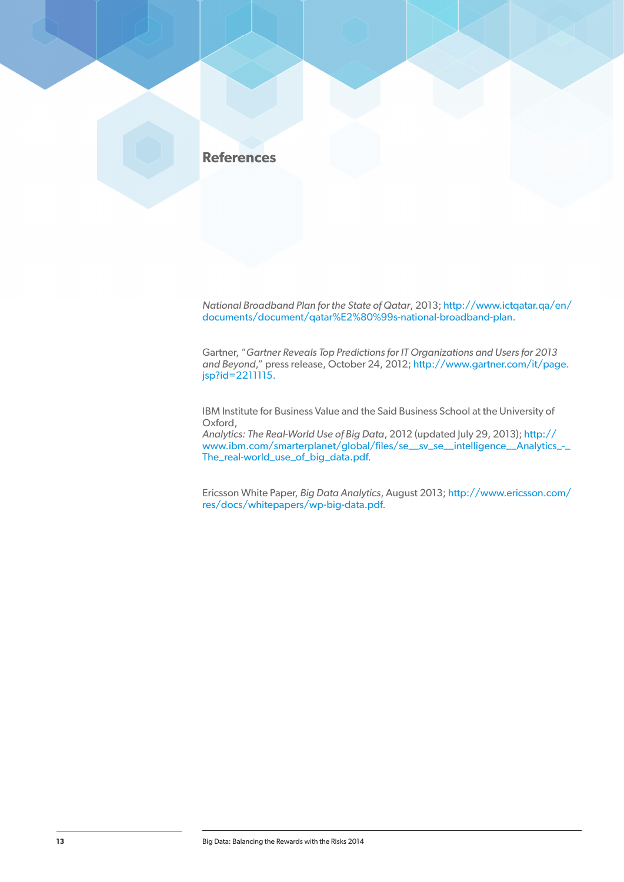## References

*National Broadband Plan for the State of Qatar*, 2013; http://www.ictqatar.qa/en/documents/document/qatar%E2%80%99s-national-broadband-plan.

Gartner, "*Gartner Reveals Top Predictions for IT Organizations and Users for 2013 and Beyond*," press release, October 24, 2012; http://www.gartner.com/it/page.jsp?id=2211115.

IBM Institute for Business Value and the Said Business School at the University of Oxford,
*Analytics: The Real-World Use of Big Data*, 2012 (updated July 29, 2013); http://www.ibm.com/smarterplanet/global/files/se__sv_se__intelligence__Analytics_-_The_real-world_use_of_big_data.pdf.

Ericsson White Paper, *Big Data Analytics*, August 2013; http://www.ericsson.com/res/docs/whitepapers/wp-big-data.pdf.